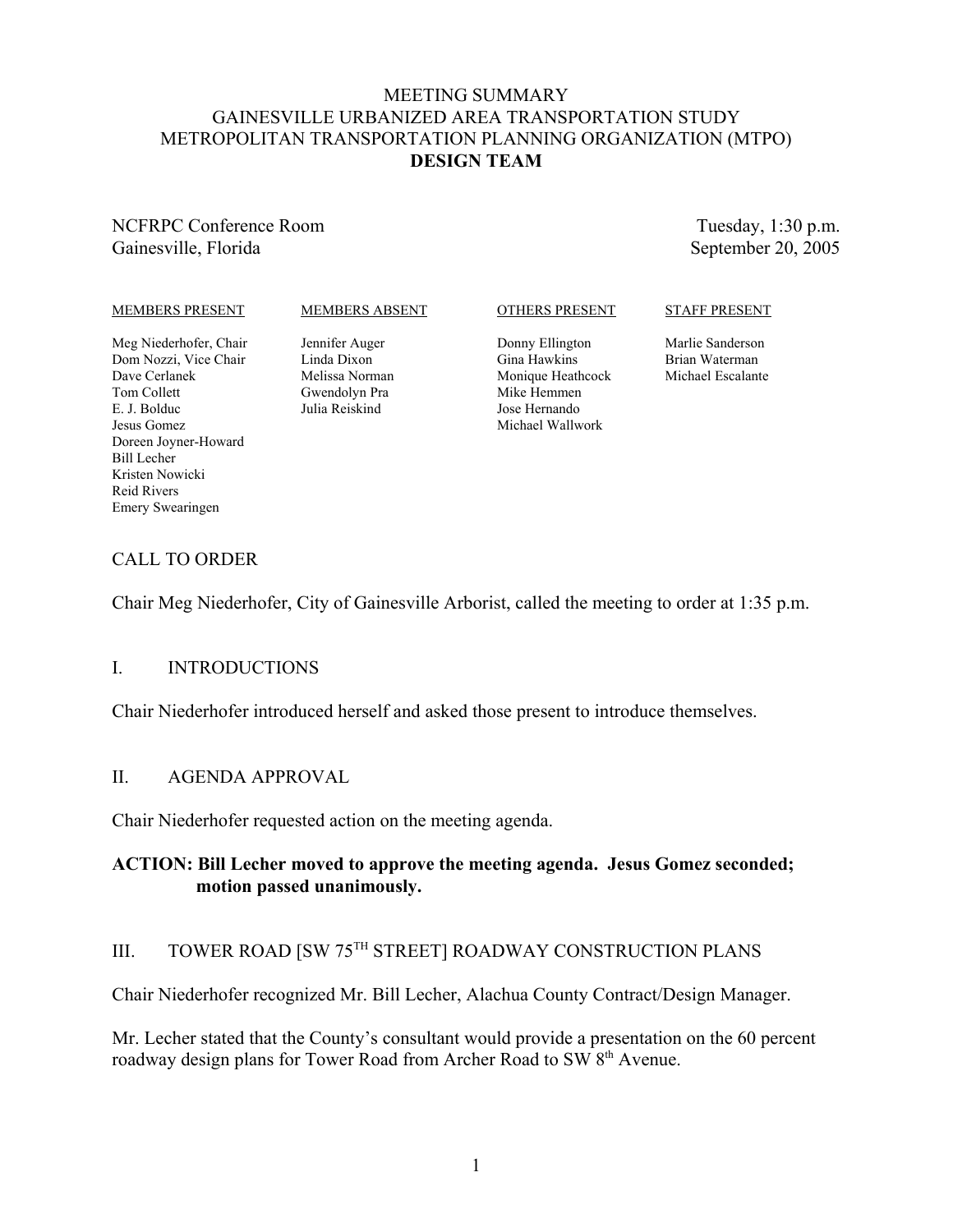# MEETING SUMMARY
# GAINESVILLE URBANIZED AREA TRANSPORTATION STUDY
# METROPOLITAN TRANSPORTATION PLANNING ORGANIZATION (MTPO)
# **DESIGN TEAM**

NCFRPC Conference Room
Gainesville, Florida

Tuesday, 1:30 p.m.
September 20, 2005

| MEMBERS PRESENT | MEMBERS ABSENT | OTHERS PRESENT | STAFF PRESENT |
|---|---|---|---|
| Meg Niederhofer, Chair | Jennifer Auger | Donny Ellington | Marlie Sanderson |
| Dom Nozzi, Vice Chair | Linda Dixon | Gina Hawkins | Brian Waterman |
| Dave Cerlanek | Melissa Norman | Monique Heathcock | Michael Escalante |
| Tom Collett | Gwendolyn Pra | Mike Hemmen | |
| E. J. Bolduc | Julia Reiskind | Jose Hernando | |
| Jesus Gomez | | Michael Wallwork | |
| Doreen Joyner-Howard | | | |
| Bill Lecher | | | |
| Kristen Nowicki | | | |
| Reid Rivers | | | |
| Emery Swearingen | | | |

## CALL TO ORDER

Chair Meg Niederhofer, City of Gainesville Arborist, called the meeting to order at 1:35 p.m.

## I. INTRODUCTIONS

Chair Niederhofer introduced herself and asked those present to introduce themselves.

## II. AGENDA APPROVAL

Chair Niederhofer requested action on the meeting agenda.

**ACTION: Bill Lecher moved to approve the meeting agenda. Jesus Gomez seconded; motion passed unanimously.**

## III. TOWER ROAD [SW 75TH STREET] ROADWAY CONSTRUCTION PLANS

Chair Niederhofer recognized Mr. Bill Lecher, Alachua County Contract/Design Manager.

Mr. Lecher stated that the County's consultant would provide a presentation on the 60 percent roadway design plans for Tower Road from Archer Road to SW 8th Avenue.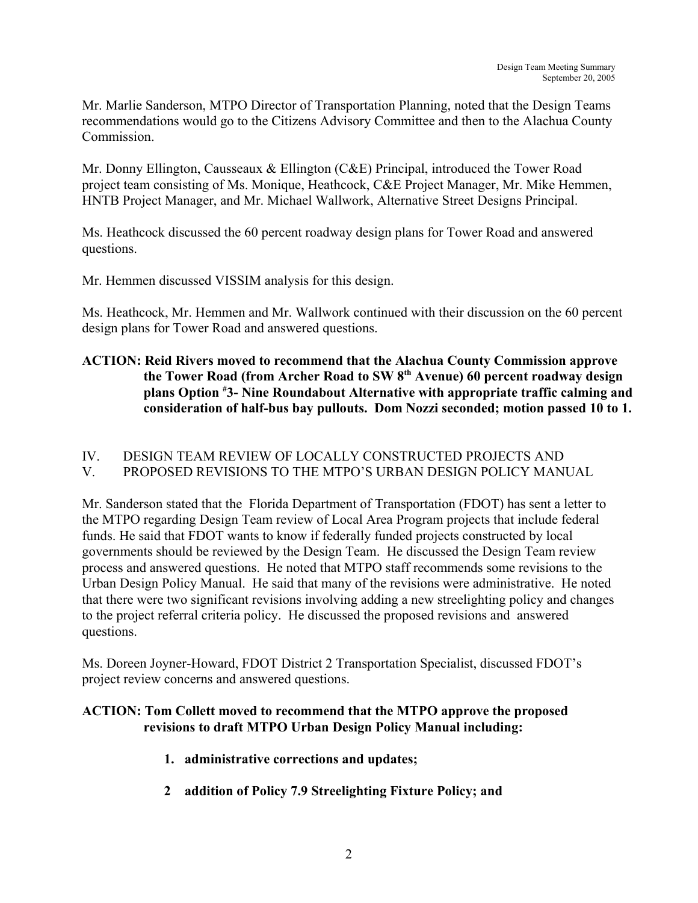Mr. Marlie Sanderson, MTPO Director of Transportation Planning, noted that the Design Teams recommendations would go to the Citizens Advisory Committee and then to the Alachua County Commission.

Mr. Donny Ellington, Causseaux & Ellington (C&E) Principal, introduced the Tower Road project team consisting of Ms. Monique, Heathcock, C&E Project Manager, Mr. Mike Hemmen, HNTB Project Manager, and Mr. Michael Wallwork, Alternative Street Designs Principal.

Ms. Heathcock discussed the 60 percent roadway design plans for Tower Road and answered questions.

Mr. Hemmen discussed VISSIM analysis for this design.

Ms. Heathcock, Mr. Hemmen and Mr. Wallwork continued with their discussion on the 60 percent design plans for Tower Road and answered questions.

**ACTION: Reid Rivers moved to recommend that the Alachua County Commission approve the Tower Road (from Archer Road to SW 8th Avenue) 60 percent roadway design plans Option #3- Nine Roundabout Alternative with appropriate traffic calming and consideration of half-bus bay pullouts. Dom Nozzi seconded; motion passed 10 to 1.**

IV. DESIGN TEAM REVIEW OF LOCALLY CONSTRUCTED PROJECTS AND
V. PROPOSED REVISIONS TO THE MTPO'S URBAN DESIGN POLICY MANUAL

Mr. Sanderson stated that the Florida Department of Transportation (FDOT) has sent a letter to the MTPO regarding Design Team review of Local Area Program projects that include federal funds. He said that FDOT wants to know if federally funded projects constructed by local governments should be reviewed by the Design Team. He discussed the Design Team review process and answered questions. He noted that MTPO staff recommends some revisions to the Urban Design Policy Manual. He said that many of the revisions were administrative. He noted that there were two significant revisions involving adding a new streelighting policy and changes to the project referral criteria policy. He discussed the proposed revisions and answered questions.

Ms. Doreen Joyner-Howard, FDOT District 2 Transportation Specialist, discussed FDOT's project review concerns and answered questions.

**ACTION: Tom Collett moved to recommend that the MTPO approve the proposed revisions to draft MTPO Urban Design Policy Manual including:**

1. **administrative corrections and updates;**
2. **addition of Policy 7.9 Streelighting Fixture Policy; and**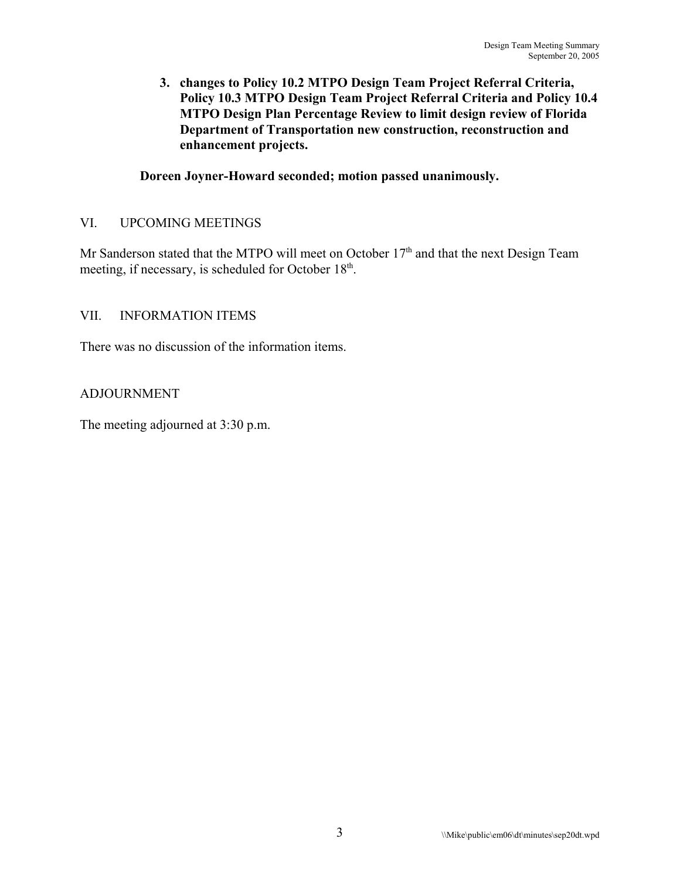**3. changes to Policy 10.2 MTPO Design Team Project Referral Criteria, Policy 10.3 MTPO Design Team Project Referral Criteria and Policy 10.4 MTPO Design Plan Percentage Review to limit design review of Florida Department of Transportation new construction, reconstruction and enhancement projects.**

**Doreen Joyner-Howard seconded; motion passed unanimously.**

## VI. UPCOMING MEETINGS

Mr Sanderson stated that the MTPO will meet on October 17th and that the next Design Team meeting, if necessary, is scheduled for October 18th.

## VII. INFORMATION ITEMS

There was no discussion of the information items.

## ADJOURNMENT

The meeting adjourned at 3:30 p.m.